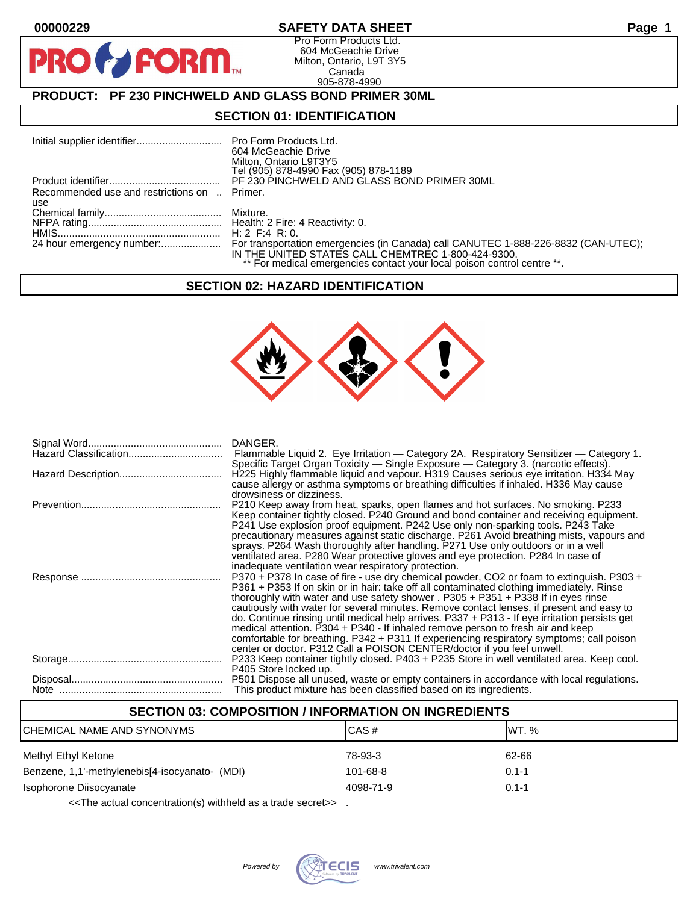00000229

# SAFETY DATA SHEET

Pro Form Products Ltd.
604 McGeachie Drive
Milton, Ontario, L9T 3Y5
Canada
905-878-4990

## PRODUCT: PF 230 PINCHWELD AND GLASS BOND PRIMER 30ML

## SECTION 01: IDENTIFICATION

| | |
|---|---|
| Initial supplier identifier | Pro Form Products Ltd. 604 McGeachie Drive Milton, Ontario L9T3Y5 Tel (905) 878-4990 Fax (905) 878-1189 |
| Product identifier | PF 230 PINCHWELD AND GLASS BOND PRIMER 30ML |
| Recommended use and restrictions on use | Primer. |
| Chemical family | Mixture. |
| NFPA rating | Health: 2 Fire: 4 Reactivity: 0. |
| HMIS | H: 2 F:4 R: 0. |
| 24 hour emergency number: | For transportation emergencies (in Canada) call CANUTEC 1-888-226-8832 (CAN-UTEC); IN THE UNITED STATES CALL CHEMTREC 1-800-424-9300. ** For medical emergencies contact your local poison control centre **. |

## SECTION 02: HAZARD IDENTIFICATION

| | |
|---|---|
| Signal Word | DANGER. |
| Hazard Classification | Flammable Liquid 2. Eye Irritation — Category 2A. Respiratory Sensitizer — Category 1. Specific Target Organ Toxicity — Single Exposure — Category 3. (narcotic effects). |
| Hazard Description | H225 Highly flammable liquid and vapour. H319 Causes serious eye irritation. H334 May cause allergy or asthma symptoms or breathing difficulties if inhaled. H336 May cause drowsiness or dizziness. |
| Prevention | P210 Keep away from heat, sparks, open flames and hot surfaces. No smoking. P233 Keep container tightly closed. P240 Ground and bond container and receiving equipment. P241 Use explosion proof equipment. P242 Use only non-sparking tools. P243 Take precautionary measures against static discharge. P261 Avoid breathing mists, vapours and sprays. P264 Wash thoroughly after handling. P271 Use only outdoors or in a well ventilated area. P280 Wear protective gloves and eye protection. P284 In case of inadequate ventilation wear respiratory protection. |
| Response | P370 + P378 In case of fire - use dry chemical powder, CO2 or foam to extinguish. P303 + P361 + P353 If on skin or in hair: take off all contaminated clothing immediately. Rinse thoroughly with water and use safety shower . P305 + P351 + P338 If in eyes rinse cautiously with water for several minutes. Remove contact lenses, if present and easy to do. Continue rinsing until medical help arrives. P337 + P313 - If eye irritation persists get medical attention. P304 + P340 - If inhaled remove person to fresh air and keep comfortable for breathing. P342 + P311 If experiencing respiratory symptoms; call poison center or doctor. P312 Call a POISON CENTER/doctor if you feel unwell. |
| Storage | P233 Keep container tightly closed. P403 + P235 Store in well ventilated area. Keep cool. P405 Store locked up. |
| Disposal | P501 Dispose all unused, waste or empty containers in accordance with local regulations. |
| Note | This product mixture has been classified based on its ingredients. |

## SECTION 03: COMPOSITION / INFORMATION ON INGREDIENTS

| CHEMICAL NAME AND SYNONYMS | CAS # | WT. % |
|---|---|---|
| Methyl Ethyl Ketone | 78-93-3 | 62-66 |
| Benzene, 1,1'-methylenebis[4-isocyanato- (MDI) | 101-68-8 | 0.1-1 |
| Isophorone Diisocyanate | 4098-71-9 | 0.1-1 |

<<The actual concentration(s) withheld as a trade secret>> .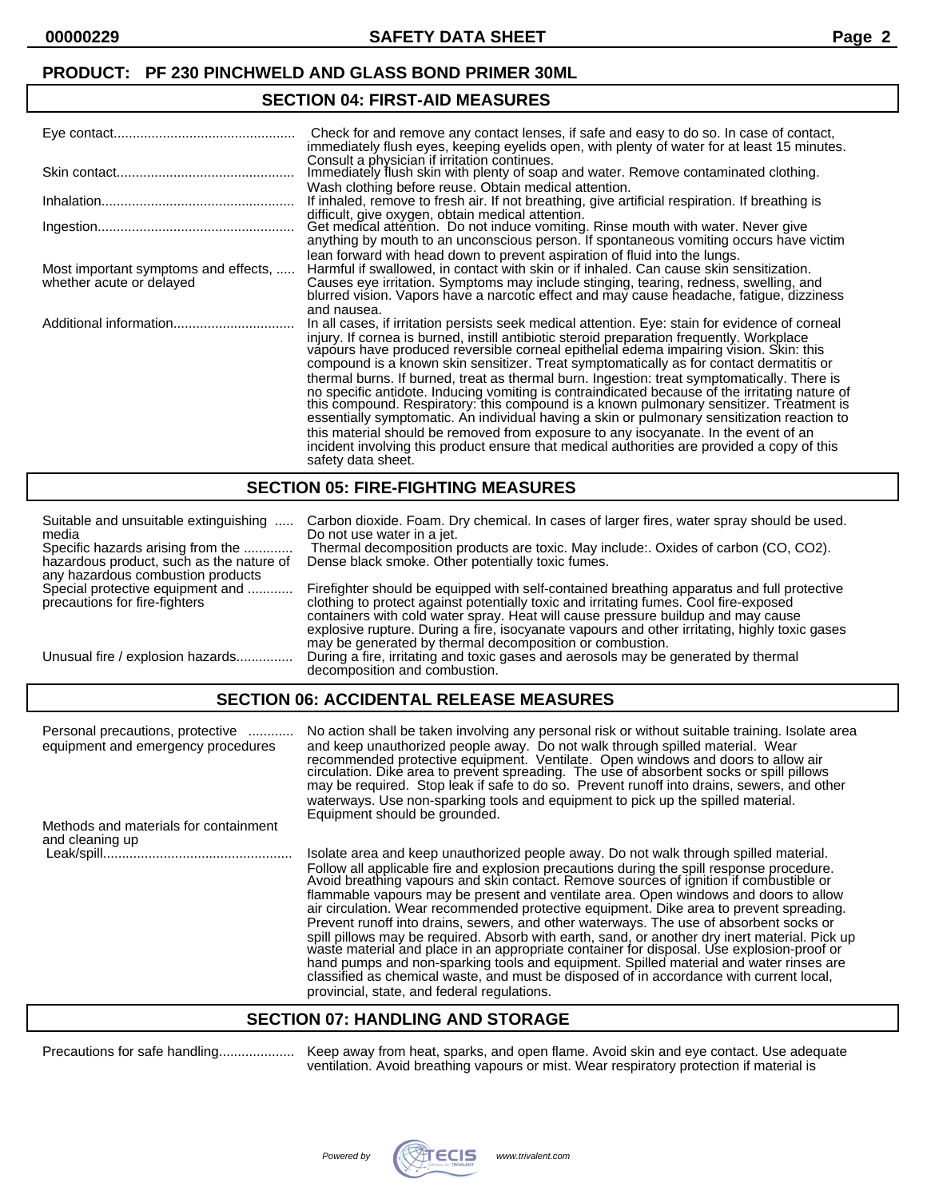**PRODUCT: PF 230 PINCHWELD AND GLASS BOND PRIMER 30ML**

## SECTION 04: FIRST-AID MEASURES

| | |
|---|---|
| Eye contact | Check for and remove any contact lenses, if safe and easy to do so. In case of contact, immediately flush eyes, keeping eyelids open, with plenty of water for at least 15 minutes. Consult a physician if irritation continues. |
| Skin contact | Immediately flush skin with plenty of soap and water. Remove contaminated clothing. Wash clothing before reuse. Obtain medical attention. |
| Inhalation | If inhaled, remove to fresh air. If not breathing, give artificial respiration. If breathing is difficult, give oxygen, obtain medical attention. |
| Ingestion | Get medical attention. Do not induce vomiting. Rinse mouth with water. Never give anything by mouth to an unconscious person. If spontaneous vomiting occurs have victim lean forward with head down to prevent aspiration of fluid into the lungs. |
| Most important symptoms and effects, whether acute or delayed | Harmful if swallowed, in contact with skin or if inhaled. Can cause skin sensitization. Causes eye irritation. Symptoms may include stinging, tearing, redness, swelling, and blurred vision. Vapors have a narcotic effect and may cause headache, fatigue, dizziness and nausea. |
| Additional information | In all cases, if irritation persists seek medical attention. Eye: stain for evidence of corneal injury. If cornea is burned, instill antibiotic steroid preparation frequently. Workplace vapours have produced reversible corneal epithelial edema impairing vision. Skin: this compound is a known skin sensitizer. Treat symptomatically as for contact dermatitis or thermal burns. If burned, treat as thermal burn. Ingestion: treat symptomatically. There is no specific antidote. Inducing vomiting is contraindicated because of the irritating nature of this compound. Respiratory: this compound is a known pulmonary sensitizer. Treatment is essentially symptomatic. An individual having a skin or pulmonary sensitization reaction to this material should be removed from exposure to any isocyanate. In the event of an incident involving this product ensure that medical authorities are provided a copy of this safety data sheet. |

## SECTION 05: FIRE-FIGHTING MEASURES

| | |
|---|---|
| Suitable and unsuitable extinguishing media | Carbon dioxide. Foam. Dry chemical. In cases of larger fires, water spray should be used. Do not use water in a jet. |
| Specific hazards arising from the hazardous product, such as the nature of any hazardous combustion products | Thermal decomposition products are toxic. May include:. Oxides of carbon (CO, $CO_2$). Dense black smoke. Other potentially toxic fumes. |
| Special protective equipment and precautions for fire-fighters | Firefighter should be equipped with self-contained breathing apparatus and full protective clothing to protect against potentially toxic and irritating fumes. Cool fire-exposed containers with cold water spray. Heat will cause pressure buildup and may cause explosive rupture. During a fire, isocyanate vapours and other irritating, highly toxic gases may be generated by thermal decomposition or combustion. |
| Unusual fire / explosion hazards | During a fire, irritating and toxic gases and aerosols may be generated by thermal decomposition and combustion. |

## SECTION 06: ACCIDENTAL RELEASE MEASURES

| | |
|---|---|
| Personal precautions, protective equipment and emergency procedures | No action shall be taken involving any personal risk or without suitable training. Isolate area and keep unauthorized people away. Do not walk through spilled material. Wear recommended protective equipment. Ventilate. Open windows and doors to allow air circulation. Dike area to prevent spreading. The use of absorbent socks or spill pillows may be required. Stop leak if safe to do so. Prevent runoff into drains, sewers, and other waterways. Use non-sparking tools and equipment to pick up the spilled material. Equipment should be grounded. |
| Methods and materials for containment and cleaning up | |
| Leak/spill | Isolate area and keep unauthorized people away. Do not walk through spilled material. Follow all applicable fire and explosion precautions during the spill response procedure. Avoid breathing vapours and skin contact. Remove sources of ignition if combustible or flammable vapours may be present and ventilate area. Open windows and doors to allow air circulation. Wear recommended protective equipment. Dike area to prevent spreading. Prevent runoff into drains, sewers, and other waterways. The use of absorbent socks or spill pillows may be required. Absorb with earth, sand, or another dry inert material. Pick up waste material and place in an appropriate container for disposal. Use explosion-proof or hand pumps and non-sparking tools and equipment. Spilled material and water rinses are classified as chemical waste, and must be disposed of in accordance with current local, provincial, state, and federal regulations. |

## SECTION 07: HANDLING AND STORAGE

| | |
|---|---|
| Precautions for safe handling | Keep away from heat, sparks, and open flame. Avoid skin and eye contact. Use adequate ventilation. Avoid breathing vapours or mist. Wear respiratory protection if material is |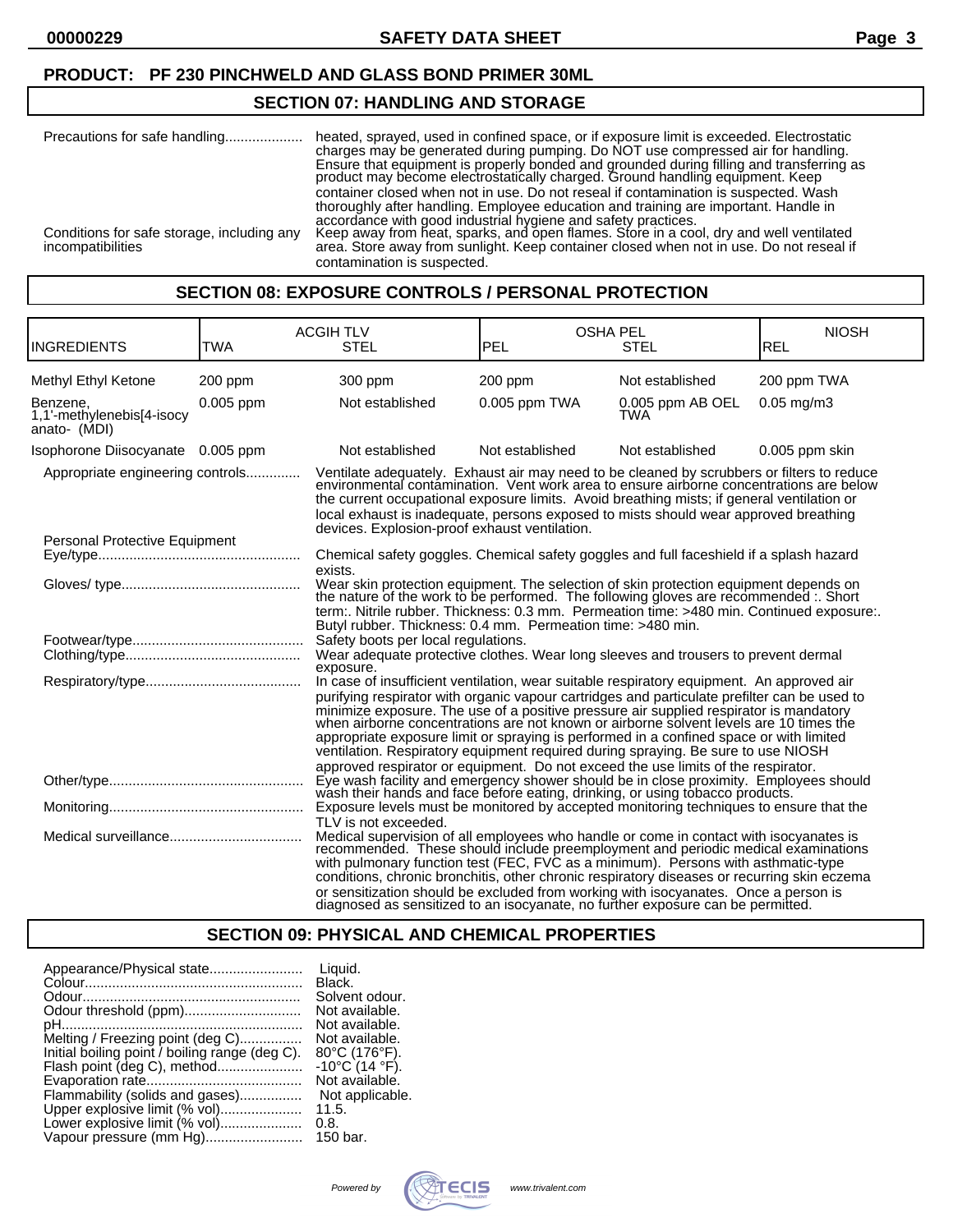**PRODUCT: PF 230 PINCHWELD AND GLASS BOND PRIMER 30ML**

## SECTION 07: HANDLING AND STORAGE

Precautions for safe handling.................... heated, sprayed, used in confined space, or if exposure limit is exceeded. Electrostatic charges may be generated during pumping. Do NOT use compressed air for handling. Ensure that equipment is properly bonded and grounded during filling and transferring as product may become electrostatically charged. Ground handling equipment. Keep container closed when not in use. Do not reseal if contamination is suspected. Wash thoroughly after handling. Employee education and training are important. Handle in accordance with good industrial hygiene and safety practices.

Conditions for safe storage, including any incompatibilities: Keep away from heat, sparks, and open flames. Store in a cool, dry and well ventilated area. Store away from sunlight. Keep container closed when not in use. Do not reseal if contamination is suspected.

## SECTION 08: EXPOSURE CONTROLS / PERSONAL PROTECTION

| INGREDIENTS | ACGIH TLV TWA | ACGIH TLV STEL | OSHA PEL PEL | OSHA PEL STEL | NIOSH REL |
|---|---|---|---|---|---|
| Methyl Ethyl Ketone | 200 ppm | 300 ppm | 200 ppm | Not established | 200 ppm TWA |
| Benzene, 1,1'-methylenebis[4-isocyanato- (MDI) | 0.005 ppm | Not established | 0.005 ppm TWA | 0.005 ppm AB OEL TWA | 0.05 mg/m3 |
| Isophorone Diisocyanate | 0.005 ppm | Not established | Not established | Not established | 0.005 ppm skin |

Appropriate engineering controls.............. Ventilate adequately. Exhaust air may need to be cleaned by scrubbers or filters to reduce environmental contamination. Vent work area to ensure airborne concentrations are below the current occupational exposure limits. Avoid breathing mists; if general ventilation or local exhaust is inadequate, persons exposed to mists should wear approved breathing devices. Explosion-proof exhaust ventilation.

Personal Protective Equipment

Eye/type.................................................... Chemical safety goggles. Chemical safety goggles and full faceshield if a splash hazard exists.

Gloves/ type.............................................. Wear skin protection equipment. The selection of skin protection equipment depends on the nature of the work to be performed. The following gloves are recommended :. Short term:. Nitrile rubber. Thickness: 0.3 mm. Permeation time: >480 min. Continued exposure:. Butyl rubber. Thickness: 0.4 mm. Permeation time: >480 min.

Footwear/type............................................ Safety boots per local regulations.

Clothing/type............................................. Wear adequate protective clothes. Wear long sleeves and trousers to prevent dermal exposure.

Respiratory/type........................................ In case of insufficient ventilation, wear suitable respiratory equipment. An approved air purifying respirator with organic vapour cartridges and particulate prefilter can be used to minimize exposure. The use of a positive pressure air supplied respirator is mandatory when airborne concentrations are not known or airborne solvent levels are 10 times the appropriate exposure limit or spraying is performed in a confined space or with limited ventilation. Respiratory equipment required during spraying. Be sure to use NIOSH approved respirator or equipment. Do not exceed the use limits of the respirator.

Other/type.................................................. Eye wash facility and emergency shower should be in close proximity. Employees should wash their hands and face before eating, drinking, or using tobacco products.

Monitoring.................................................. Exposure levels must be monitored by accepted monitoring techniques to ensure that the TLV is not exceeded.

Medical surveillance.................................. Medical supervision of all employees who handle or come in contact with isocyanates is recommended. These should include preemployment and periodic medical examinations with pulmonary function test (FEC, FVC as a minimum). Persons with asthmatic-type conditions, chronic bronchitis, other chronic respiratory diseases or recurring skin eczema or sensitization should be excluded from working with isocyanates. Once a person is diagnosed as sensitized to an isocyanate, no further exposure can be permitted.

## SECTION 09: PHYSICAL AND CHEMICAL PROPERTIES

Appearance/Physical state........................ Liquid.
Colour........................................................ Black.
Odour......................................................... Solvent odour.
Odour threshold (ppm).............................. Not available.
pH.............................................................. Not available.
Melting / Freezing point (deg C)................ Not available.
Initial boiling point / boiling range (deg C). 80°C (176°F).
Flash point (deg C), method...................... -10°C (14 °F).
Evaporation rate........................................ Not available.
Flammability (solids and gases)................ Not applicable.
Upper explosive limit (% vol)..................... 11.5.
Lower explosive limit (% vol)..................... 0.8.
Vapour pressure (mm Hg)......................... 150 bar.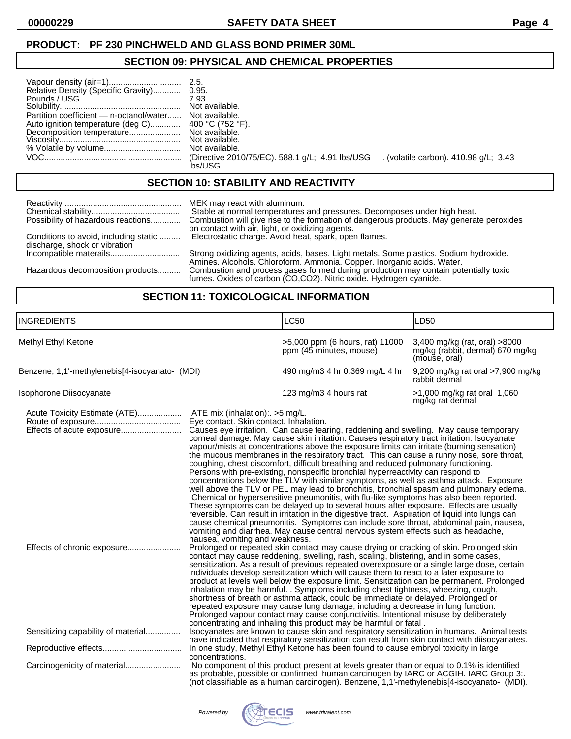**PRODUCT: PF 230 PINCHWELD AND GLASS BOND PRIMER 30ML**

## SECTION 09: PHYSICAL AND CHEMICAL PROPERTIES

| | |
|---|---|
| Vapour density (air=1) | 2.5. |
| Relative Density (Specific Gravity) | 0.95. |
| Pounds / USG | 7.93. |
| Solubility | Not available. |
| Partition coefficient — n-octanol/water | Not available. |
| Auto ignition temperature (deg C) | 400 °C (752 °F). |
| Decomposition temperature | Not available. |
| Viscosity | Not available. |
| % Volatile by volume | Not available. |
| VOC | (Directive 2010/75/EC). 588.1 g/L; 4.91 lbs/USG . (volatile carbon). 410.98 g/L; 3.43 lbs/USG. |

## SECTION 10: STABILITY AND REACTIVITY

| | |
|---|---|
| Reactivity | MEK may react with aluminum. |
| Chemical stability | Stable at normal temperatures and pressures. Decomposes under high heat. |
| Possibility of hazardous reactions | Combustion will give rise to the formation of dangerous products. May generate peroxides on contact with air, light, or oxidizing agents. |
| Conditions to avoid, including static discharge, shock or vibration | Electrostatic charge. Avoid heat, spark, open flames. |
| Incompatible materails | Strong oxidizing agents, acids, bases. Light metals. Some plastics. Sodium hydroxide. Amines. Alcohols. Chloroform. Ammonia. Copper. Inorganic acids. Water. |
| Hazardous decomposition products | Combustion and process gases formed during production may contain potentially toxic fumes. Oxides of carbon (CO,CO2). Nitric oxide. Hydrogen cyanide. |

## SECTION 11: TOXICOLOGICAL INFORMATION

| INGREDIENTS | LC50 | LD50 |
|---|---|---|
| Methyl Ethyl Ketone | >5,000 ppm (6 hours, rat) 11000 ppm (45 minutes, mouse) | 3,400 mg/kg (rat, oral) >8000 mg/kg (rabbit, dermal) 670 mg/kg (mouse, oral) |
| Benzene, 1,1'-methylenebis[4-isocyanato- (MDI) | 490 mg/m3 4 hr 0.369 mg/L 4 hr | 9,200 mg/kg rat oral >7,900 mg/kg rabbit dermal |
| Isophorone Diisocyanate | 123 mg/m3 4 hours rat | >1,000 mg/kg rat oral 1,060 mg/kg rat dermal |

| | |
|---|---|
| Acute Toxicity Estimate (ATE) | ATE mix (inhalation):. >5 mg/L. |
| Route of exposure | Eye contact. Skin contact. Inhalation. |
| Effects of acute exposure | Causes eye irritation. Can cause tearing, reddening and swelling. May cause temporary corneal damage. May cause skin irritation. Causes respiratory tract irritation. Isocyanate vapour/mists at concentrations above the exposure limits can irritate (burning sensation) the mucous membranes in the respiratory tract. This can cause a runny nose, sore throat, coughing, chest discomfort, difficult breathing and reduced pulmonary functioning. Persons with pre-existing, nonspecific bronchial hyperreactivity can respond to concentrations below the TLV with similar symptoms, as well as asthma attack. Exposure well above the TLV or PEL may lead to bronchitis, bronchial spasm and pulmonary edema. Chemical or hypersensitive pneumonitis, with flu-like symptoms has also been reported. These symptoms can be delayed up to several hours after exposure. Effects are usually reversible. Can result in irritation in the digestive tract. Aspiration of liquid into lungs can cause chemical pneumonitis. Symptoms can include sore throat, abdominal pain, nausea, vomiting and diarrhea. May cause central nervous system effects such as headache, nausea, vomiting and weakness. |
| Effects of chronic exposure | Prolonged or repeated skin contact may cause drying or cracking of skin. Prolonged skin contact may cause reddening, swelling, rash, scaling, blistering, and in some cases, sensitization. As a result of previous repeated overexposure or a single large dose, certain individuals develop sensitization which will cause them to react to a later exposure to product at levels well below the exposure limit. Sensitization can be permanent. Prolonged inhalation may be harmful. . Symptoms including chest tightness, wheezing, cough, shortness of breath or asthma attack, could be immediate or delayed. Prolonged or repeated exposure may cause lung damage, including a decrease in lung function. Prolonged vapour contact may cause conjunctivitis. Intentional misuse by deliberately concentrating and inhaling this product may be harmful or fatal . |
| Sensitizing capability of material | Isocyanates are known to cause skin and respiratory sensitization in humans. Animal tests have indicated that respiratory sensitization can result from skin contact with diisocyanates. |
| Reproductive effects | In one study, Methyl Ethyl Ketone has been found to cause embryol toxicity in large concentrations. |
| Carcinogenicity of material | No component of this product present at levels greater than or equal to 0.1% is identified as probable, possible or confirmed human carcinogen by IARC or ACGIH. IARC Group 3:. (not classifiable as a human carcinogen). Benzene, 1,1'-methylenebis[4-isocyanato- (MDI). |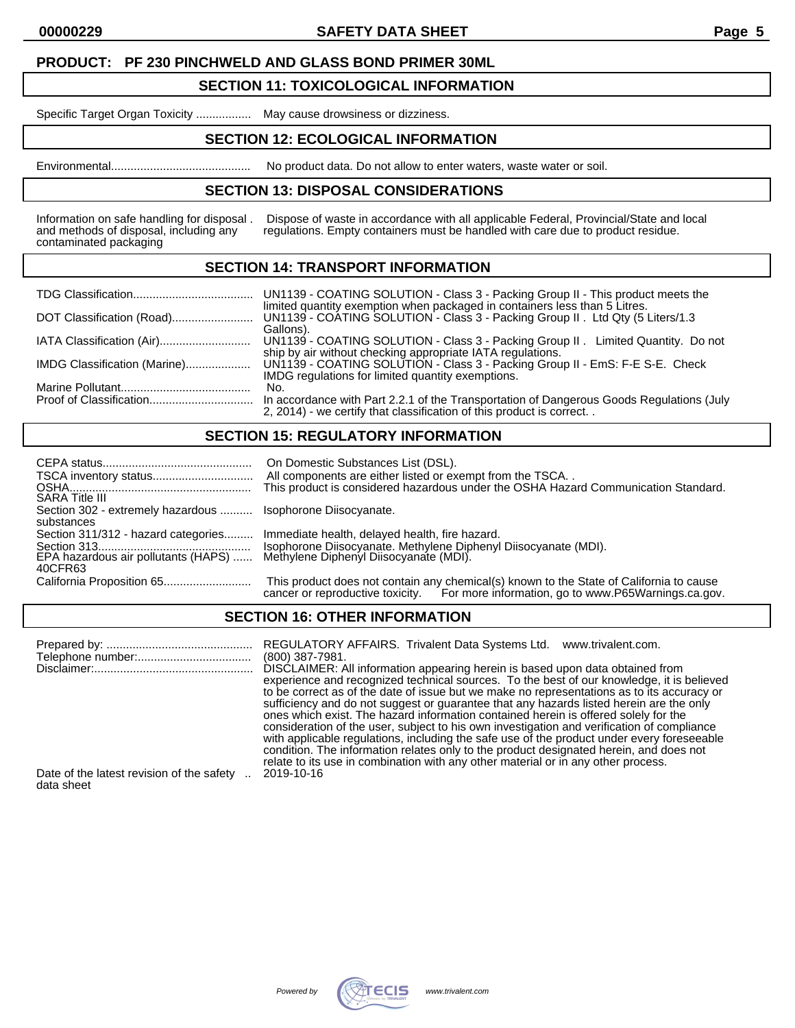**PRODUCT: PF 230 PINCHWELD AND GLASS BOND PRIMER 30ML**

## SECTION 11: TOXICOLOGICAL INFORMATION

| | |
|---|---|
| Specific Target Organ Toxicity ................. | May cause drowsiness or dizziness. |

## SECTION 12: ECOLOGICAL INFORMATION

| | |
|---|---|
| Environmental........................................... | No product data. Do not allow to enter waters, waste water or soil. |

## SECTION 13: DISPOSAL CONSIDERATIONS

| | |
|---|---|
| Information on safe handling for disposal . and methods of disposal, including any contaminated packaging | Dispose of waste in accordance with all applicable Federal, Provincial/State and local regulations. Empty containers must be handled with care due to product residue. |

## SECTION 14: TRANSPORT INFORMATION

| | |
|---|---|
| TDG Classification..................................... | UN1139 - COATING SOLUTION - Class 3 - Packing Group II - This product meets the limited quantity exemption when packaged in containers less than 5 Litres. |
| DOT Classification (Road)......................... | UN1139 - COATING SOLUTION - Class 3 - Packing Group II . Ltd Qty (5 Liters/1.3 Gallons). |
| IATA Classification (Air)............................ | UN1139 - COATING SOLUTION - Class 3 - Packing Group II . Limited Quantity. Do not ship by air without checking appropriate IATA regulations. |
| IMDG Classification (Marine).................... | UN1139 - COATING SOLUTION - Class 3 - Packing Group II - EmS: F-E S-E. Check IMDG regulations for limited quantity exemptions. |
| Marine Pollutant........................................ | No. |
| Proof of Classification................................ | In accordance with Part 2.2.1 of the Transportation of Dangerous Goods Regulations (July 2, 2014) - we certify that classification of this product is correct. . |

## SECTION 15: REGULATORY INFORMATION

| | |
|---|---|
| CEPA status.............................................. | On Domestic Substances List (DSL). |
| TSCA inventory status............................... | All components are either listed or exempt from the TSCA. . |
| OSHA......................................................... | This product is considered hazardous under the OSHA Hazard Communication Standard. |
| SARA Title III | |
| Section 302 - extremely hazardous .......... substances | Isophorone Diisocyanate. |
| Section 311/312 - hazard categories......... | Immediate health, delayed health, fire hazard. |
| Section 313............................................... | Isophorone Diisocyanate. Methylene Diphenyl Diisocyanate (MDI). |
| EPA hazardous air pollutants (HAPS) ...... 40CFR63 | Methylene Diphenyl Diisocyanate (MDI). |
| California Proposition 65........................... | This product does not contain any chemical(s) known to the State of California to cause cancer or reproductive toxicity. For more information, go to www.P65Warnings.ca.gov. |

## SECTION 16: OTHER INFORMATION

| | |
|---|---|
| Prepared by: ............................................. | REGULATORY AFFAIRS. Trivalent Data Systems Ltd. www.trivalent.com. |
| Telephone number:.................................... | (800) 387-7981. |
| Disclaimer:................................................. | DISCLAIMER: All information appearing herein is based upon data obtained from experience and recognized technical sources. To the best of our knowledge, it is believed to be correct as of the date of issue but we make no representations as to its accuracy or sufficiency and do not suggest or guarantee that any hazards listed herein are the only ones which exist. The hazard information contained herein is offered solely for the consideration of the user, subject to his own investigation and verification of compliance with applicable regulations, including the safe use of the product under every foreseeable condition. The information relates only to the product designated herein, and does not relate to its use in combination with any other material or in any other process. |
| Date of the latest revision of the safety .. data sheet | 2019-10-16 |